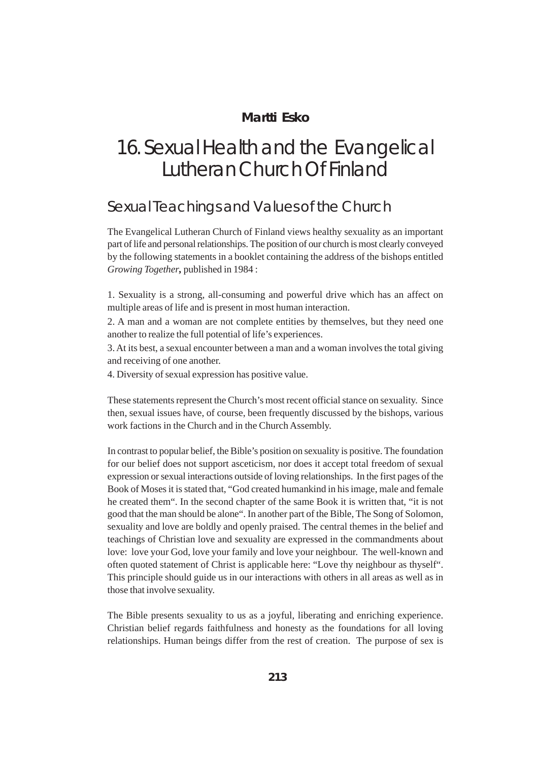**Martti Esko**

# 16. Sexual Health and the Evangelical Lutheran Church Of Finland

## Sexual Teachings and Values of the Church

The Evangelical Lutheran Church of Finland views healthy sexuality as an important part of life and personal relationships. The position of our church is most clearly conveyed by the following statements in a booklet containing the address of the bishops entitled *Growing Together***,** published in 1984 :

1. Sexuality is a strong, all-consuming and powerful drive which has an affect on multiple areas of life and is present in most human interaction.
2. A man and a woman are not complete entities by themselves, but they need one another to realize the full potential of life's experiences.
3. At its best, a sexual encounter between a man and a woman involves the total giving and receiving of one another.
4. Diversity of sexual expression has positive value.

These statements represent the Church's most recent official stance on sexuality. Since then, sexual issues have, of course, been frequently discussed by the bishops, various work factions in the Church and in the Church Assembly.

In contrast to popular belief, the Bible's position on sexuality is positive. The foundation for our belief does not support asceticism, nor does it accept total freedom of sexual expression or sexual interactions outside of loving relationships. In the first pages of the Book of Moses it is stated that, "God created humankind in his image, male and female he created them". In the second chapter of the same Book it is written that, "it is not good that the man should be alone". In another part of the Bible, The Song of Solomon, sexuality and love are boldly and openly praised. The central themes in the belief and teachings of Christian love and sexuality are expressed in the commandments about love: love your God, love your family and love your neighbour. The well-known and often quoted statement of Christ is applicable here: "Love thy neighbour as thyself". This principle should guide us in our interactions with others in all areas as well as in those that involve sexuality.

The Bible presents sexuality to us as a joyful, liberating and enriching experience. Christian belief regards faithfulness and honesty as the foundations for all loving relationships. Human beings differ from the rest of creation. The purpose of sex is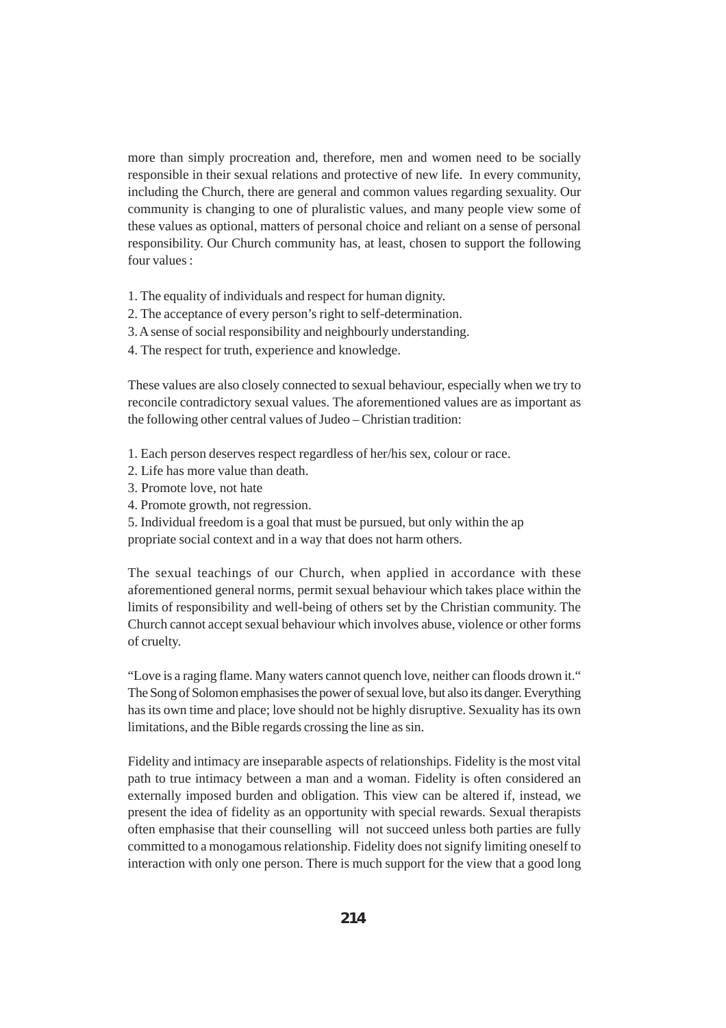more than simply procreation and, therefore, men and women need to be socially responsible in their sexual relations and protective of new life. In every community, including the Church, there are general and common values regarding sexuality. Our community is changing to one of pluralistic values, and many people view some of these values as optional, matters of personal choice and reliant on a sense of personal responsibility. Our Church community has, at least, chosen to support the following four values :

1. The equality of individuals and respect for human dignity.
2. The acceptance of every person's right to self-determination.
3. A sense of social responsibility and neighbourly understanding.
4. The respect for truth, experience and knowledge.

These values are also closely connected to sexual behaviour, especially when we try to reconcile contradictory sexual values. The aforementioned values are as important as the following other central values of Judeo – Christian tradition:

1. Each person deserves respect regardless of her/his sex, colour or race.
2. Life has more value than death.
3. Promote love, not hate
4. Promote growth, not regression.
5. Individual freedom is a goal that must be pursued, but only within the appropriate social context and in a way that does not harm others.

The sexual teachings of our Church, when applied in accordance with these aforementioned general norms, permit sexual behaviour which takes place within the limits of responsibility and well-being of others set by the Christian community. The Church cannot accept sexual behaviour which involves abuse, violence or other forms of cruelty.

"Love is a raging flame. Many waters cannot quench love, neither can floods drown it." The Song of Solomon emphasises the power of sexual love, but also its danger. Everything has its own time and place; love should not be highly disruptive. Sexuality has its own limitations, and the Bible regards crossing the line as sin.

Fidelity and intimacy are inseparable aspects of relationships. Fidelity is the most vital path to true intimacy between a man and a woman. Fidelity is often considered an externally imposed burden and obligation. This view can be altered if, instead, we present the idea of fidelity as an opportunity with special rewards. Sexual therapists often emphasise that their counselling will not succeed unless both parties are fully committed to a monogamous relationship. Fidelity does not signify limiting oneself to interaction with only one person. There is much support for the view that a good long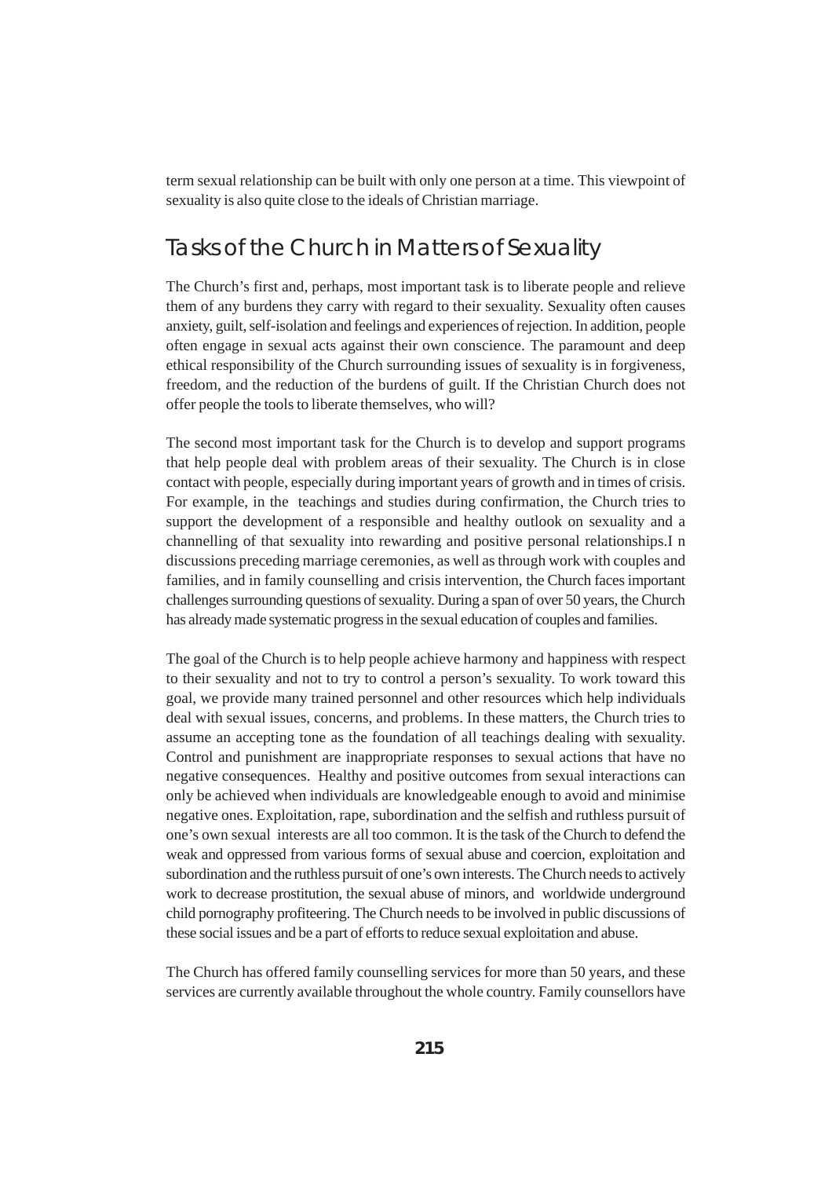term sexual relationship can be built with only one person at a time. This viewpoint of sexuality is also quite close to the ideals of Christian marriage.

## Tasks of the Church in Matters of Sexuality

The Church's first and, perhaps, most important task is to liberate people and relieve them of any burdens they carry with regard to their sexuality. Sexuality often causes anxiety, guilt, self-isolation and feelings and experiences of rejection. In addition, people often engage in sexual acts against their own conscience. The paramount and deep ethical responsibility of the Church surrounding issues of sexuality is in forgiveness, freedom, and the reduction of the burdens of guilt. If the Christian Church does not offer people the tools to liberate themselves, who will?

The second most important task for the Church is to develop and support programs that help people deal with problem areas of their sexuality. The Church is in close contact with people, especially during important years of growth and in times of crisis. For example, in the teachings and studies during confirmation, the Church tries to support the development of a responsible and healthy outlook on sexuality and a channelling of that sexuality into rewarding and positive personal relationships.I n discussions preceding marriage ceremonies, as well as through work with couples and families, and in family counselling and crisis intervention, the Church faces important challenges surrounding questions of sexuality. During a span of over 50 years, the Church has already made systematic progress in the sexual education of couples and families.

The goal of the Church is to help people achieve harmony and happiness with respect to their sexuality and not to try to control a person's sexuality. To work toward this goal, we provide many trained personnel and other resources which help individuals deal with sexual issues, concerns, and problems. In these matters, the Church tries to assume an accepting tone as the foundation of all teachings dealing with sexuality. Control and punishment are inappropriate responses to sexual actions that have no negative consequences. Healthy and positive outcomes from sexual interactions can only be achieved when individuals are knowledgeable enough to avoid and minimise negative ones. Exploitation, rape, subordination and the selfish and ruthless pursuit of one's own sexual interests are all too common. It is the task of the Church to defend the weak and oppressed from various forms of sexual abuse and coercion, exploitation and subordination and the ruthless pursuit of one's own interests. The Church needs to actively work to decrease prostitution, the sexual abuse of minors, and worldwide underground child pornography profiteering. The Church needs to be involved in public discussions of these social issues and be a part of efforts to reduce sexual exploitation and abuse.

The Church has offered family counselling services for more than 50 years, and these services are currently available throughout the whole country. Family counsellors have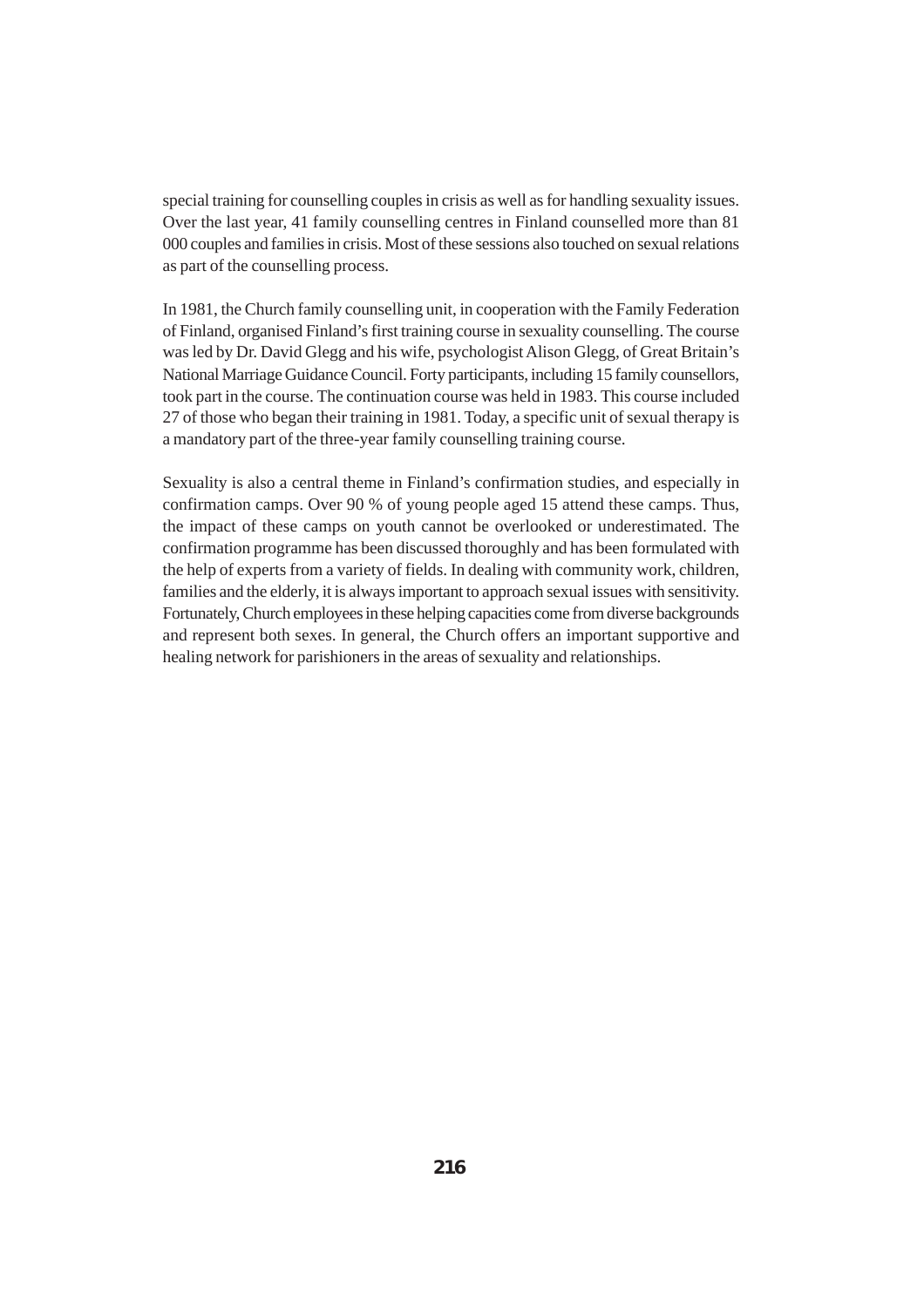special training for counselling couples in crisis as well as for handling sexuality issues. Over the last year, 41 family counselling centres in Finland counselled more than 81 000 couples and families in crisis. Most of these sessions also touched on sexual relations as part of the counselling process.

In 1981, the Church family counselling unit, in cooperation with the Family Federation of Finland, organised Finland's first training course in sexuality counselling. The course was led by Dr. David Glegg and his wife, psychologist Alison Glegg, of Great Britain's National Marriage Guidance Council. Forty participants, including 15 family counsellors, took part in the course. The continuation course was held in 1983. This course included 27 of those who began their training in 1981. Today, a specific unit of sexual therapy is a mandatory part of the three-year family counselling training course.

Sexuality is also a central theme in Finland's confirmation studies, and especially in confirmation camps. Over 90 % of young people aged 15 attend these camps. Thus, the impact of these camps on youth cannot be overlooked or underestimated. The confirmation programme has been discussed thoroughly and has been formulated with the help of experts from a variety of fields. In dealing with community work, children, families and the elderly, it is always important to approach sexual issues with sensitivity. Fortunately, Church employees in these helping capacities come from diverse backgrounds and represent both sexes. In general, the Church offers an important supportive and healing network for parishioners in the areas of sexuality and relationships.